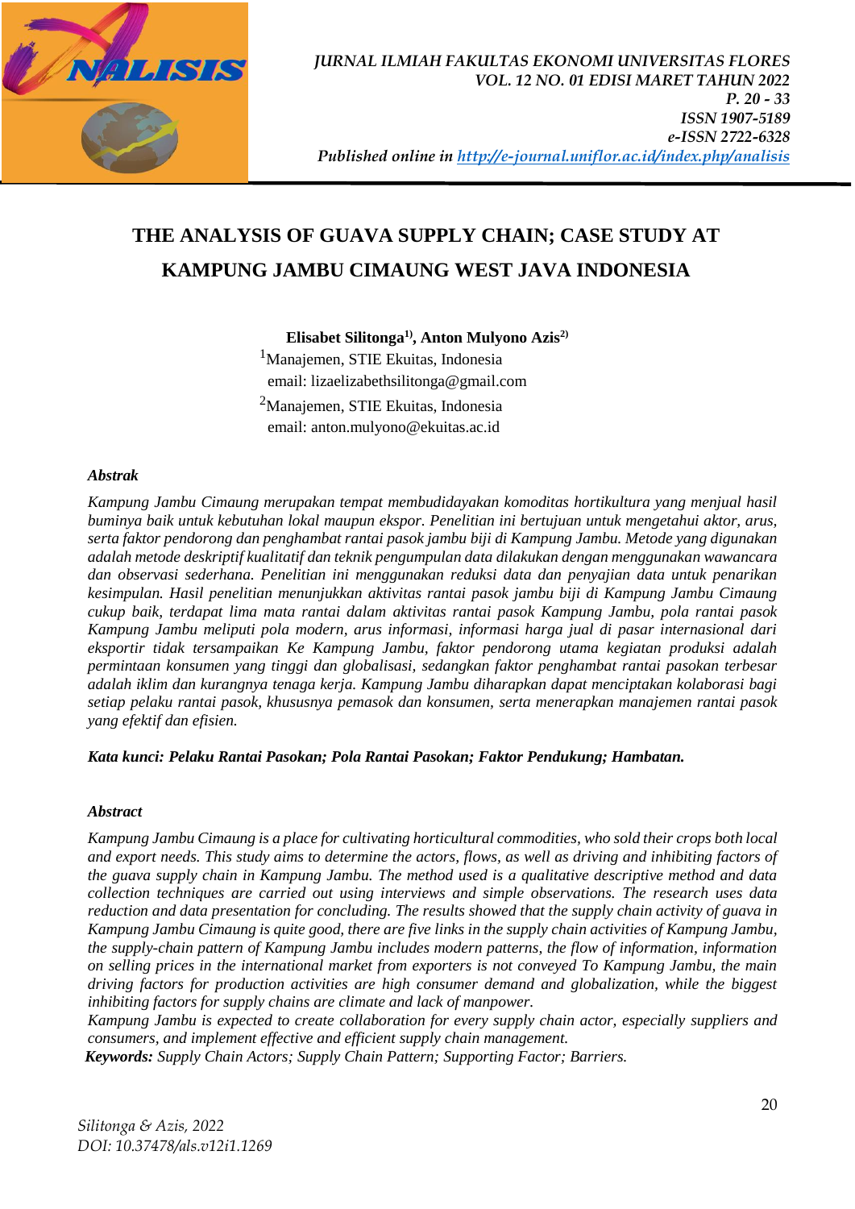# THE ANALYSIS OF GUAVA SUPPLY CHAIN; CASE STUDY AT KAMPUNG JAMBU CIMAUNG WEST JAVA INDONESIA

**Elisabet Silitonga[1)], Anton Mulyono Azis[2)]**

[1]Manajemen, STIE Ekuitas, Indonesia
email: lizaelizabethsilitonga@gmail.com

[2]Manajemen, STIE Ekuitas, Indonesia
email: anton.mulyono@ekuitas.ac.id

***Abstrak***

*Kampung Jambu Cimaung merupakan tempat membudidayakan komoditas hortikultura yang menjual hasil buminya baik untuk kebutuhan lokal maupun ekspor. Penelitian ini bertujuan untuk mengetahui aktor, arus, serta faktor pendorong dan penghambat rantai pasok jambu biji di Kampung Jambu. Metode yang digunakan adalah metode deskriptif kualitatif dan teknik pengumpulan data dilakukan dengan menggunakan wawancara dan observasi sederhana. Penelitian ini menggunakan reduksi data dan penyajian data untuk penarikan kesimpulan. Hasil penelitian menunjukkan aktivitas rantai pasok jambu biji di Kampung Jambu Cimaung cukup baik, terdapat lima mata rantai dalam aktivitas rantai pasok Kampung Jambu, pola rantai pasok Kampung Jambu meliputi pola modern, arus informasi, informasi harga jual di pasar internasional dari eksportir tidak tersampaikan Ke Kampung Jambu, faktor pendorong utama kegiatan produksi adalah permintaan konsumen yang tinggi dan globalisasi, sedangkan faktor penghambat rantai pasokan terbesar adalah iklim dan kurangnya tenaga kerja. Kampung Jambu diharapkan dapat menciptakan kolaborasi bagi setiap pelaku rantai pasok, khususnya pemasok dan konsumen, serta menerapkan manajemen rantai pasok yang efektif dan efisien.*

***Kata kunci: Pelaku Rantai Pasokan; Pola Rantai Pasokan; Faktor Pendukung; Hambatan.***

***Abstract***

*Kampung Jambu Cimaung is a place for cultivating horticultural commodities, who sold their crops both local and export needs. This study aims to determine the actors, flows, as well as driving and inhibiting factors of the guava supply chain in Kampung Jambu. The method used is a qualitative descriptive method and data collection techniques are carried out using interviews and simple observations. The research uses data reduction and data presentation for concluding. The results showed that the supply chain activity of guava in Kampung Jambu Cimaung is quite good, there are five links in the supply chain activities of Kampung Jambu, the supply-chain pattern of Kampung Jambu includes modern patterns, the flow of information, information on selling prices in the international market from exporters is not conveyed To Kampung Jambu, the main driving factors for production activities are high consumer demand and globalization, while the biggest inhibiting factors for supply chains are climate and lack of manpower.*

*Kampung Jambu is expected to create collaboration for every supply chain actor, especially suppliers and consumers, and implement effective and efficient supply chain management.*

***Keywords:*** *Supply Chain Actors; Supply Chain Pattern; Supporting Factor; Barriers.*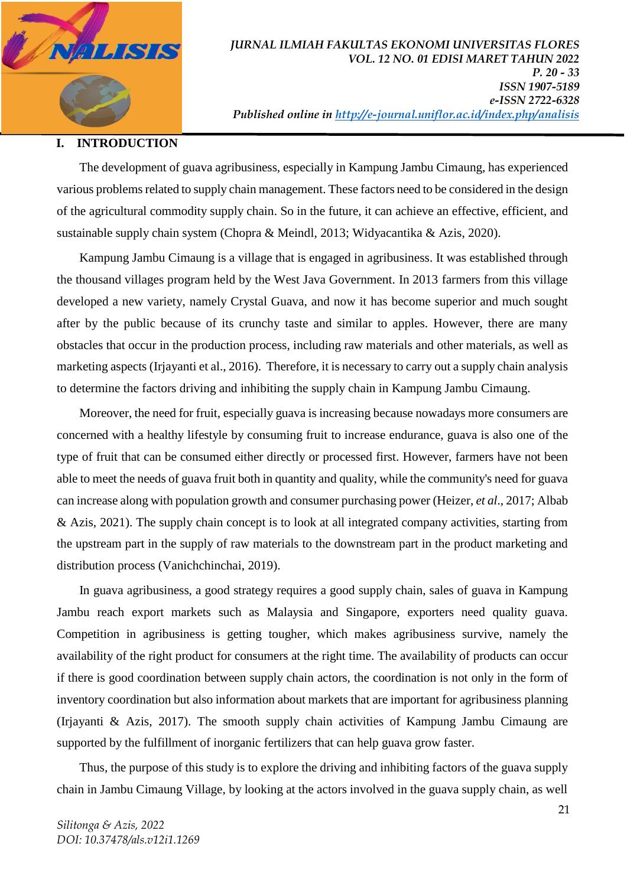## I. INTRODUCTION

The development of guava agribusiness, especially in Kampung Jambu Cimaung, has experienced various problems related to supply chain management. These factors need to be considered in the design of the agricultural commodity supply chain. So in the future, it can achieve an effective, efficient, and sustainable supply chain system (Chopra & Meindl, 2013; Widyacantika & Azis, 2020).

Kampung Jambu Cimaung is a village that is engaged in agribusiness. It was established through the thousand villages program held by the West Java Government. In 2013 farmers from this village developed a new variety, namely Crystal Guava, and now it has become superior and much sought after by the public because of its crunchy taste and similar to apples. However, there are many obstacles that occur in the production process, including raw materials and other materials, as well as marketing aspects (Irjayanti et al., 2016). Therefore, it is necessary to carry out a supply chain analysis to determine the factors driving and inhibiting the supply chain in Kampung Jambu Cimaung.

Moreover, the need for fruit, especially guava is increasing because nowadays more consumers are concerned with a healthy lifestyle by consuming fruit to increase endurance, guava is also one of the type of fruit that can be consumed either directly or processed first. However, farmers have not been able to meet the needs of guava fruit both in quantity and quality, while the community's need for guava can increase along with population growth and consumer purchasing power (Heizer, *et al*., 2017; Albab & Azis, 2021). The supply chain concept is to look at all integrated company activities, starting from the upstream part in the supply of raw materials to the downstream part in the product marketing and distribution process (Vanichchinchai, 2019).

In guava agribusiness, a good strategy requires a good supply chain, sales of guava in Kampung Jambu reach export markets such as Malaysia and Singapore, exporters need quality guava. Competition in agribusiness is getting tougher, which makes agribusiness survive, namely the availability of the right product for consumers at the right time. The availability of products can occur if there is good coordination between supply chain actors, the coordination is not only in the form of inventory coordination but also information about markets that are important for agribusiness planning (Irjayanti & Azis, 2017). The smooth supply chain activities of Kampung Jambu Cimaung are supported by the fulfillment of inorganic fertilizers that can help guava grow faster.

Thus, the purpose of this study is to explore the driving and inhibiting factors of the guava supply chain in Jambu Cimaung Village, by looking at the actors involved in the guava supply chain, as well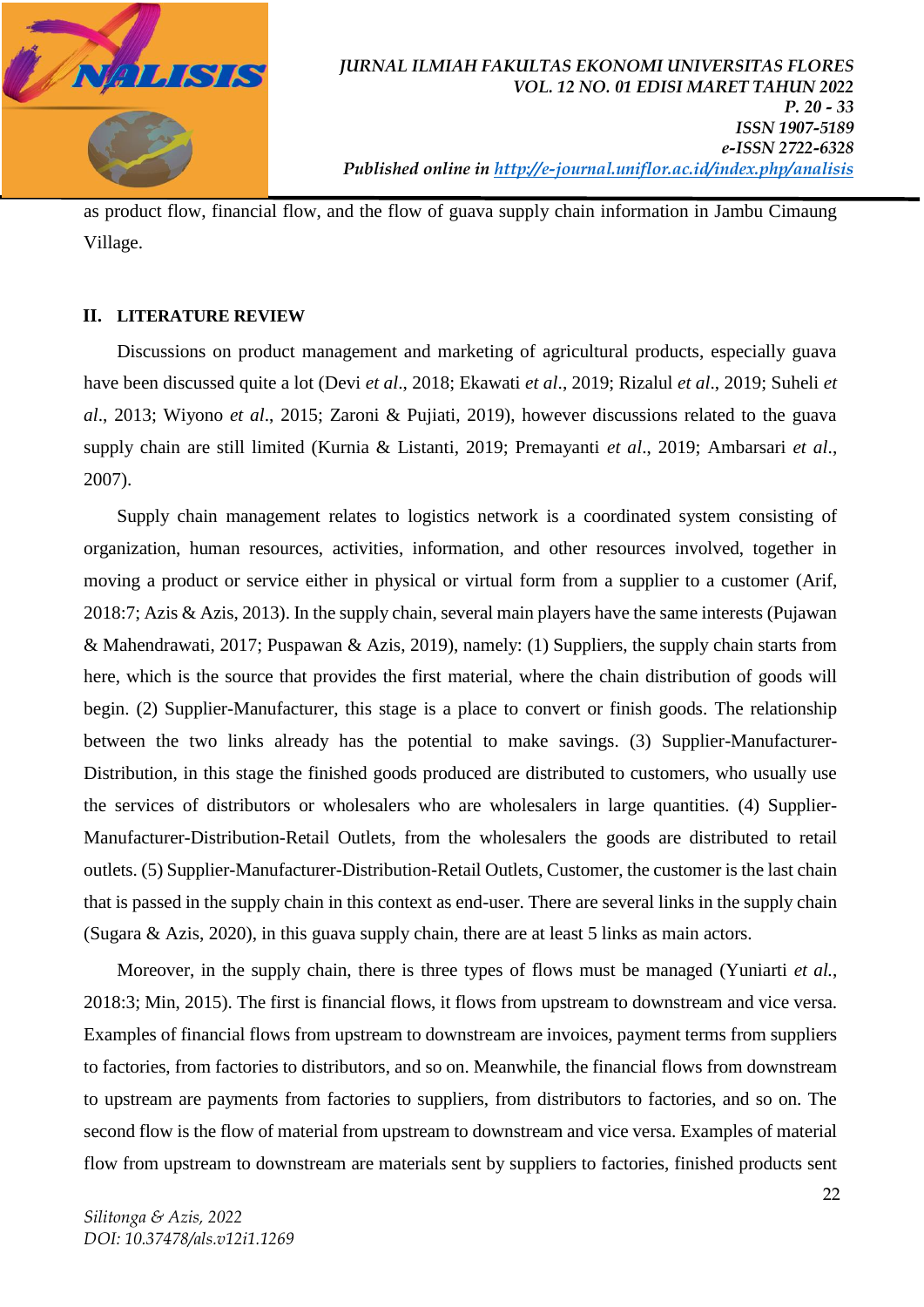as product flow, financial flow, and the flow of guava supply chain information in Jambu Cimaung Village.

## II. LITERATURE REVIEW

Discussions on product management and marketing of agricultural products, especially guava have been discussed quite a lot (Devi *et al*., 2018; Ekawati *et al*., 2019; Rizalul *et al*., 2019; Suheli *et al*., 2013; Wiyono *et al*., 2015; Zaroni & Pujiati, 2019), however discussions related to the guava supply chain are still limited (Kurnia & Listanti, 2019; Premayanti *et al*., 2019; Ambarsari *et al*., 2007).

Supply chain management relates to logistics network is a coordinated system consisting of organization, human resources, activities, information, and other resources involved, together in moving a product or service either in physical or virtual form from a supplier to a customer (Arif, 2018:7; Azis & Azis, 2013). In the supply chain, several main players have the same interests (Pujawan & Mahendrawati, 2017; Puspawan & Azis, 2019), namely: (1) Suppliers, the supply chain starts from here, which is the source that provides the first material, where the chain distribution of goods will begin. (2) Supplier-Manufacturer, this stage is a place to convert or finish goods. The relationship between the two links already has the potential to make savings. (3) Supplier-Manufacturer-Distribution, in this stage the finished goods produced are distributed to customers, who usually use the services of distributors or wholesalers who are wholesalers in large quantities. (4) Supplier-Manufacturer-Distribution-Retail Outlets, from the wholesalers the goods are distributed to retail outlets. (5) Supplier-Manufacturer-Distribution-Retail Outlets, Customer, the customer is the last chain that is passed in the supply chain in this context as end-user. There are several links in the supply chain (Sugara & Azis, 2020), in this guava supply chain, there are at least 5 links as main actors.

Moreover, in the supply chain, there is three types of flows must be managed (Yuniarti *et al.*, 2018:3; Min, 2015). The first is financial flows, it flows from upstream to downstream and vice versa. Examples of financial flows from upstream to downstream are invoices, payment terms from suppliers to factories, from factories to distributors, and so on. Meanwhile, the financial flows from downstream to upstream are payments from factories to suppliers, from distributors to factories, and so on. The second flow is the flow of material from upstream to downstream and vice versa. Examples of material flow from upstream to downstream are materials sent by suppliers to factories, finished products sent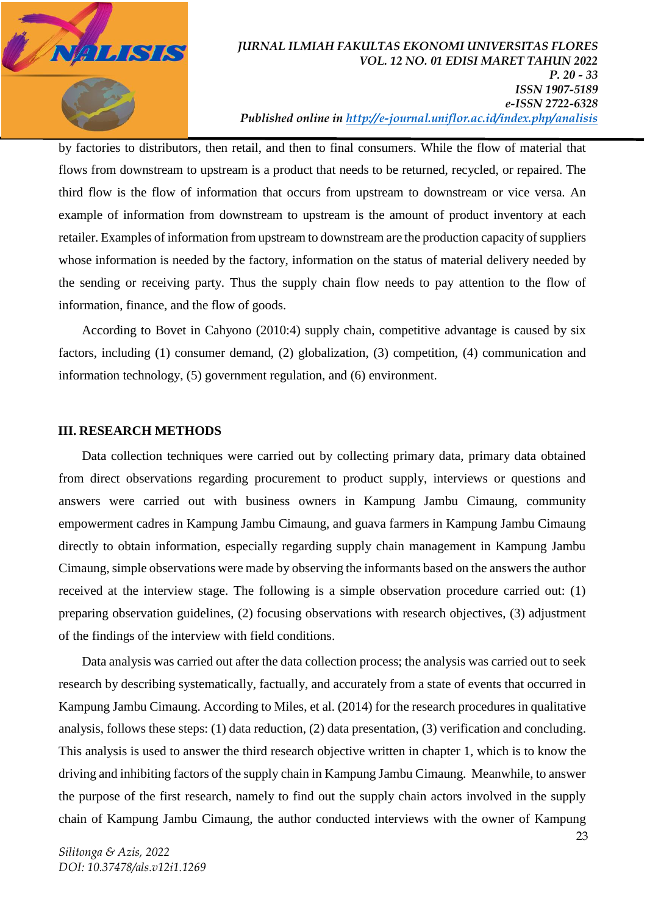by factories to distributors, then retail, and then to final consumers. While the flow of material that flows from downstream to upstream is a product that needs to be returned, recycled, or repaired. The third flow is the flow of information that occurs from upstream to downstream or vice versa. An example of information from downstream to upstream is the amount of product inventory at each retailer. Examples of information from upstream to downstream are the production capacity of suppliers whose information is needed by the factory, information on the status of material delivery needed by the sending or receiving party. Thus the supply chain flow needs to pay attention to the flow of information, finance, and the flow of goods.

According to Bovet in Cahyono (2010:4) supply chain, competitive advantage is caused by six factors, including (1) consumer demand, (2) globalization, (3) competition, (4) communication and information technology, (5) government regulation, and (6) environment.

## III. RESEARCH METHODS

Data collection techniques were carried out by collecting primary data, primary data obtained from direct observations regarding procurement to product supply, interviews or questions and answers were carried out with business owners in Kampung Jambu Cimaung, community empowerment cadres in Kampung Jambu Cimaung, and guava farmers in Kampung Jambu Cimaung directly to obtain information, especially regarding supply chain management in Kampung Jambu Cimaung, simple observations were made by observing the informants based on the answers the author received at the interview stage. The following is a simple observation procedure carried out: (1) preparing observation guidelines, (2) focusing observations with research objectives, (3) adjustment of the findings of the interview with field conditions.

Data analysis was carried out after the data collection process; the analysis was carried out to seek research by describing systematically, factually, and accurately from a state of events that occurred in Kampung Jambu Cimaung. According to Miles, et al. (2014) for the research procedures in qualitative analysis, follows these steps: (1) data reduction, (2) data presentation, (3) verification and concluding. This analysis is used to answer the third research objective written in chapter 1, which is to know the driving and inhibiting factors of the supply chain in Kampung Jambu Cimaung. Meanwhile, to answer the purpose of the first research, namely to find out the supply chain actors involved in the supply chain of Kampung Jambu Cimaung, the author conducted interviews with the owner of Kampung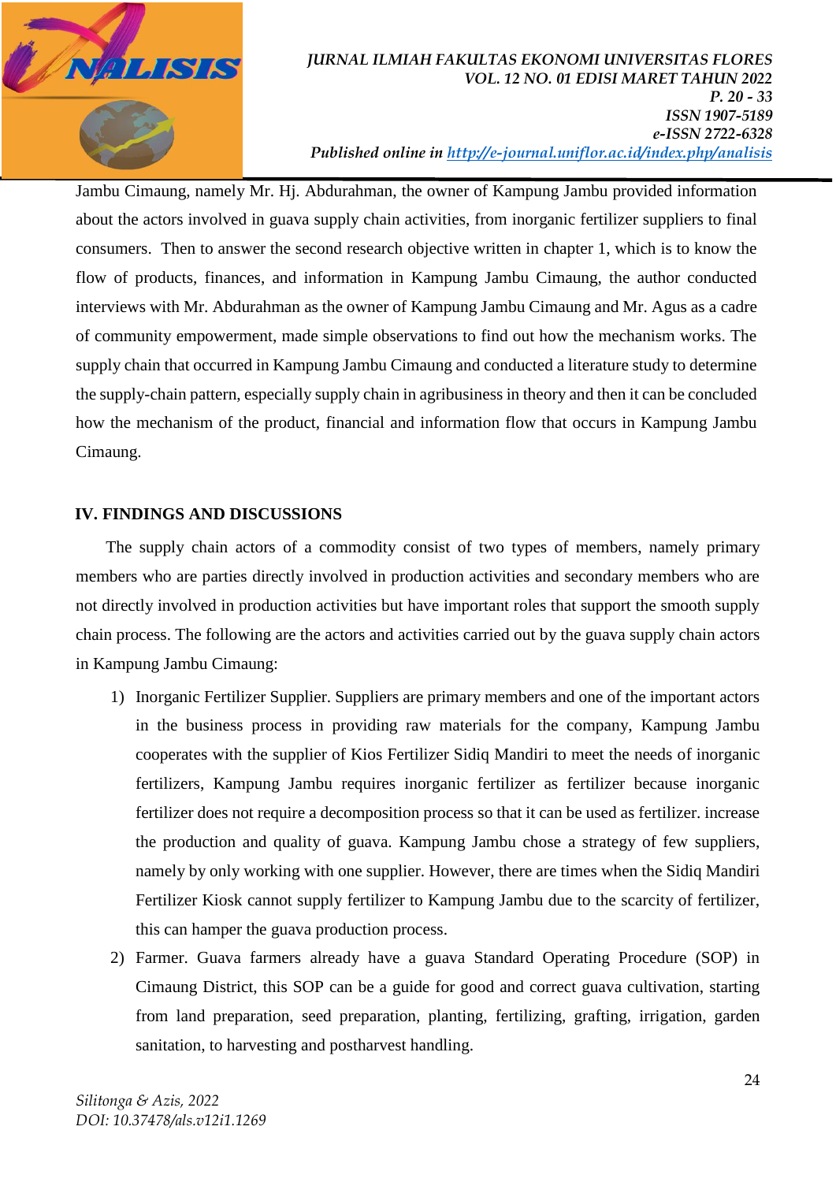Jambu Cimaung, namely Mr. Hj. Abdurahman, the owner of Kampung Jambu provided information about the actors involved in guava supply chain activities, from inorganic fertilizer suppliers to final consumers. Then to answer the second research objective written in chapter 1, which is to know the flow of products, finances, and information in Kampung Jambu Cimaung, the author conducted interviews with Mr. Abdurahman as the owner of Kampung Jambu Cimaung and Mr. Agus as a cadre of community empowerment, made simple observations to find out how the mechanism works. The supply chain that occurred in Kampung Jambu Cimaung and conducted a literature study to determine the supply-chain pattern, especially supply chain in agribusiness in theory and then it can be concluded how the mechanism of the product, financial and information flow that occurs in Kampung Jambu Cimaung.

## IV. FINDINGS AND DISCUSSIONS

The supply chain actors of a commodity consist of two types of members, namely primary members who are parties directly involved in production activities and secondary members who are not directly involved in production activities but have important roles that support the smooth supply chain process. The following are the actors and activities carried out by the guava supply chain actors in Kampung Jambu Cimaung:

1) Inorganic Fertilizer Supplier. Suppliers are primary members and one of the important actors in the business process in providing raw materials for the company, Kampung Jambu cooperates with the supplier of Kios Fertilizer Sidiq Mandiri to meet the needs of inorganic fertilizers, Kampung Jambu requires inorganic fertilizer as fertilizer because inorganic fertilizer does not require a decomposition process so that it can be used as fertilizer. increase the production and quality of guava. Kampung Jambu chose a strategy of few suppliers, namely by only working with one supplier. However, there are times when the Sidiq Mandiri Fertilizer Kiosk cannot supply fertilizer to Kampung Jambu due to the scarcity of fertilizer, this can hamper the guava production process.
2) Farmer. Guava farmers already have a guava Standard Operating Procedure (SOP) in Cimaung District, this SOP can be a guide for good and correct guava cultivation, starting from land preparation, seed preparation, planting, fertilizing, grafting, irrigation, garden sanitation, to harvesting and postharvest handling.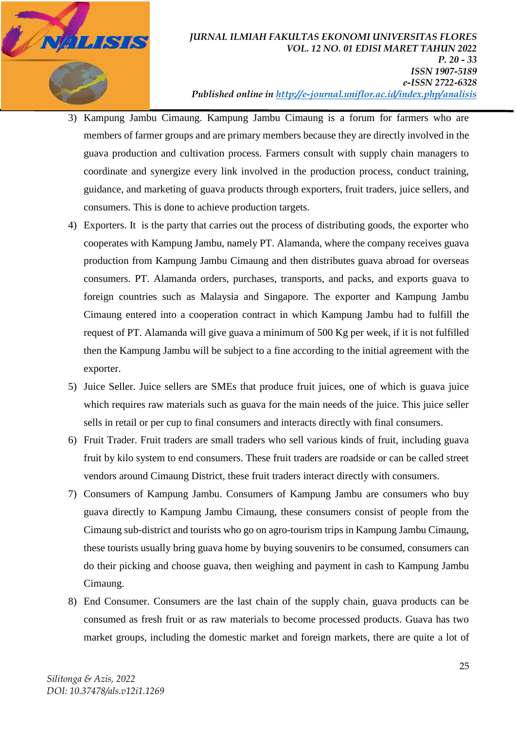3) Kampung Jambu Cimaung. Kampung Jambu Cimaung is a forum for farmers who are members of farmer groups and are primary members because they are directly involved in the guava production and cultivation process. Farmers consult with supply chain managers to coordinate and synergize every link involved in the production process, conduct training, guidance, and marketing of guava products through exporters, fruit traders, juice sellers, and consumers. This is done to achieve production targets.
4) Exporters. It is the party that carries out the process of distributing goods, the exporter who cooperates with Kampung Jambu, namely PT. Alamanda, where the company receives guava production from Kampung Jambu Cimaung and then distributes guava abroad for overseas consumers. PT. Alamanda orders, purchases, transports, and packs, and exports guava to foreign countries such as Malaysia and Singapore. The exporter and Kampung Jambu Cimaung entered into a cooperation contract in which Kampung Jambu had to fulfill the request of PT. Alamanda will give guava a minimum of 500 Kg per week, if it is not fulfilled then the Kampung Jambu will be subject to a fine according to the initial agreement with the exporter.
5) Juice Seller. Juice sellers are SMEs that produce fruit juices, one of which is guava juice which requires raw materials such as guava for the main needs of the juice. This juice seller sells in retail or per cup to final consumers and interacts directly with final consumers.
6) Fruit Trader. Fruit traders are small traders who sell various kinds of fruit, including guava fruit by kilo system to end consumers. These fruit traders are roadside or can be called street vendors around Cimaung District, these fruit traders interact directly with consumers.
7) Consumers of Kampung Jambu. Consumers of Kampung Jambu are consumers who buy guava directly to Kampung Jambu Cimaung, these consumers consist of people from the Cimaung sub-district and tourists who go on agro-tourism trips in Kampung Jambu Cimaung, these tourists usually bring guava home by buying souvenirs to be consumed, consumers can do their picking and choose guava, then weighing and payment in cash to Kampung Jambu Cimaung.
8) End Consumer. Consumers are the last chain of the supply chain, guava products can be consumed as fresh fruit or as raw materials to become processed products. Guava has two market groups, including the domestic market and foreign markets, there are quite a lot of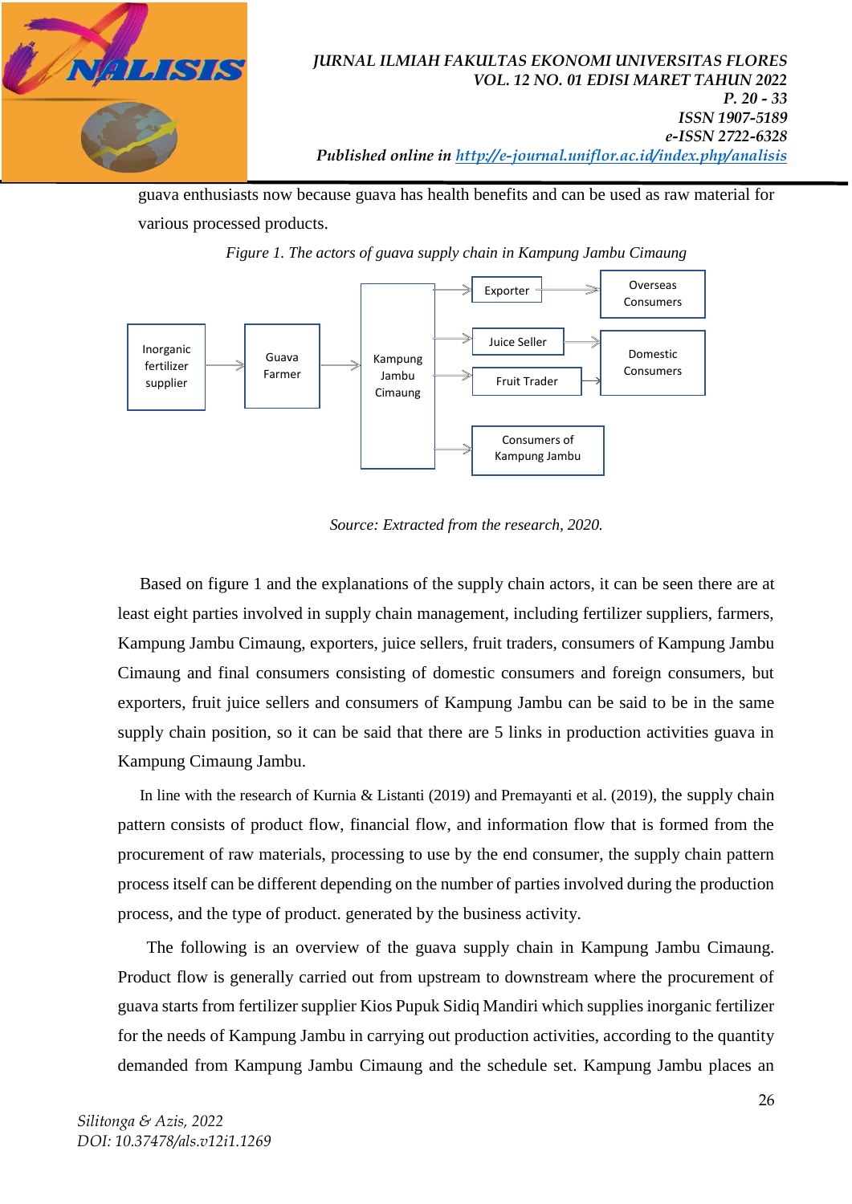guava enthusiasts now because guava has health benefits and can be used as raw material for various processed products.

*Figure 1. The actors of guava supply chain in Kampung Jambu Cimaung*

Inorganic fertilizer supplier → Guava Farmer → Kampung Jambu Cimaung → Exporter → Overseas Consumers; Kampung Jambu Cimaung → Juice Seller → Domestic Consumers; Kampung Jambu Cimaung → Fruit Trader → Domestic Consumers; Kampung Jambu Cimaung → Consumers of Kampung Jambu

*Source: Extracted from the research, 2020.*

Based on figure 1 and the explanations of the supply chain actors, it can be seen there are at least eight parties involved in supply chain management, including fertilizer suppliers, farmers, Kampung Jambu Cimaung, exporters, juice sellers, fruit traders, consumers of Kampung Jambu Cimaung and final consumers consisting of domestic consumers and foreign consumers, but exporters, fruit juice sellers and consumers of Kampung Jambu can be said to be in the same supply chain position, so it can be said that there are 5 links in production activities guava in Kampung Cimaung Jambu.

In line with the research of Kurnia & Listanti (2019) and Premayanti et al. (2019), the supply chain pattern consists of product flow, financial flow, and information flow that is formed from the procurement of raw materials, processing to use by the end consumer, the supply chain pattern process itself can be different depending on the number of parties involved during the production process, and the type of product. generated by the business activity.

The following is an overview of the guava supply chain in Kampung Jambu Cimaung. Product flow is generally carried out from upstream to downstream where the procurement of guava starts from fertilizer supplier Kios Pupuk Sidiq Mandiri which supplies inorganic fertilizer for the needs of Kampung Jambu in carrying out production activities, according to the quantity demanded from Kampung Jambu Cimaung and the schedule set. Kampung Jambu places an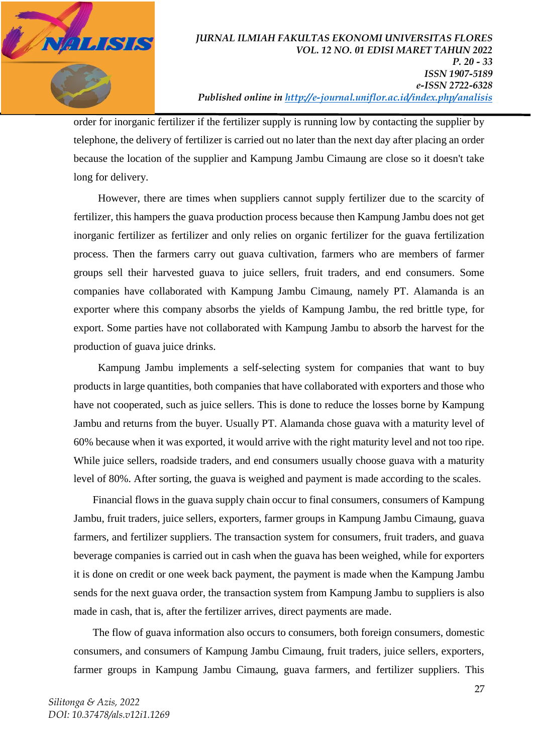order for inorganic fertilizer if the fertilizer supply is running low by contacting the supplier by telephone, the delivery of fertilizer is carried out no later than the next day after placing an order because the location of the supplier and Kampung Jambu Cimaung are close so it doesn't take long for delivery.

However, there are times when suppliers cannot supply fertilizer due to the scarcity of fertilizer, this hampers the guava production process because then Kampung Jambu does not get inorganic fertilizer as fertilizer and only relies on organic fertilizer for the guava fertilization process. Then the farmers carry out guava cultivation, farmers who are members of farmer groups sell their harvested guava to juice sellers, fruit traders, and end consumers. Some companies have collaborated with Kampung Jambu Cimaung, namely PT. Alamanda is an exporter where this company absorbs the yields of Kampung Jambu, the red brittle type, for export. Some parties have not collaborated with Kampung Jambu to absorb the harvest for the production of guava juice drinks.

Kampung Jambu implements a self-selecting system for companies that want to buy products in large quantities, both companies that have collaborated with exporters and those who have not cooperated, such as juice sellers. This is done to reduce the losses borne by Kampung Jambu and returns from the buyer. Usually PT. Alamanda chose guava with a maturity level of 60% because when it was exported, it would arrive with the right maturity level and not too ripe. While juice sellers, roadside traders, and end consumers usually choose guava with a maturity level of 80%. After sorting, the guava is weighed and payment is made according to the scales.

Financial flows in the guava supply chain occur to final consumers, consumers of Kampung Jambu, fruit traders, juice sellers, exporters, farmer groups in Kampung Jambu Cimaung, guava farmers, and fertilizer suppliers. The transaction system for consumers, fruit traders, and guava beverage companies is carried out in cash when the guava has been weighed, while for exporters it is done on credit or one week back payment, the payment is made when the Kampung Jambu sends for the next guava order, the transaction system from Kampung Jambu to suppliers is also made in cash, that is, after the fertilizer arrives, direct payments are made.

The flow of guava information also occurs to consumers, both foreign consumers, domestic consumers, and consumers of Kampung Jambu Cimaung, fruit traders, juice sellers, exporters, farmer groups in Kampung Jambu Cimaung, guava farmers, and fertilizer suppliers. This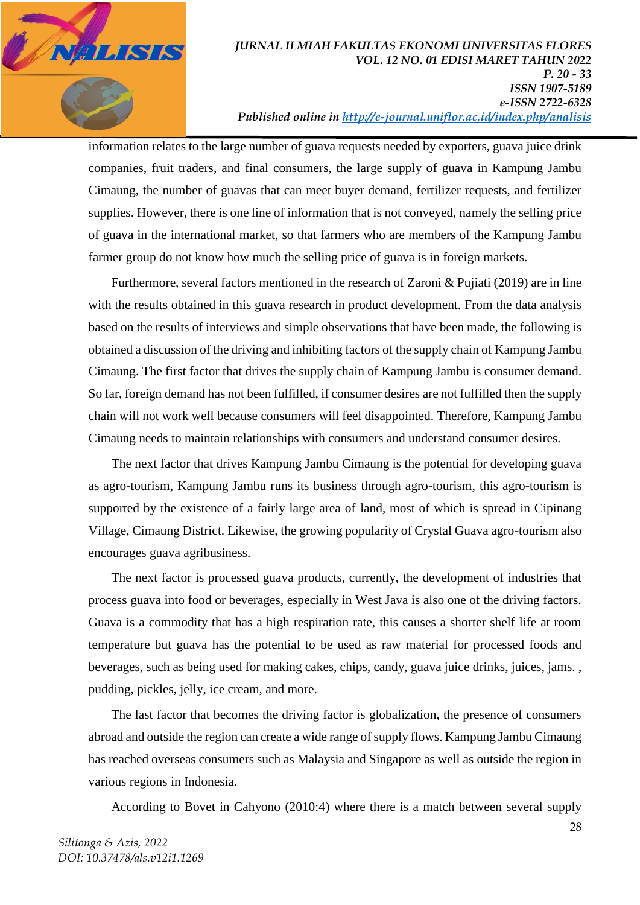information relates to the large number of guava requests needed by exporters, guava juice drink companies, fruit traders, and final consumers, the large supply of guava in Kampung Jambu Cimaung, the number of guavas that can meet buyer demand, fertilizer requests, and fertilizer supplies. However, there is one line of information that is not conveyed, namely the selling price of guava in the international market, so that farmers who are members of the Kampung Jambu farmer group do not know how much the selling price of guava is in foreign markets.

Furthermore, several factors mentioned in the research of Zaroni & Pujiati (2019) are in line with the results obtained in this guava research in product development. From the data analysis based on the results of interviews and simple observations that have been made, the following is obtained a discussion of the driving and inhibiting factors of the supply chain of Kampung Jambu Cimaung. The first factor that drives the supply chain of Kampung Jambu is consumer demand. So far, foreign demand has not been fulfilled, if consumer desires are not fulfilled then the supply chain will not work well because consumers will feel disappointed. Therefore, Kampung Jambu Cimaung needs to maintain relationships with consumers and understand consumer desires.

The next factor that drives Kampung Jambu Cimaung is the potential for developing guava as agro-tourism, Kampung Jambu runs its business through agro-tourism, this agro-tourism is supported by the existence of a fairly large area of land, most of which is spread in Cipinang Village, Cimaung District. Likewise, the growing popularity of Crystal Guava agro-tourism also encourages guava agribusiness.

The next factor is processed guava products, currently, the development of industries that process guava into food or beverages, especially in West Java is also one of the driving factors. Guava is a commodity that has a high respiration rate, this causes a shorter shelf life at room temperature but guava has the potential to be used as raw material for processed foods and beverages, such as being used for making cakes, chips, candy, guava juice drinks, juices, jams. , pudding, pickles, jelly, ice cream, and more.

The last factor that becomes the driving factor is globalization, the presence of consumers abroad and outside the region can create a wide range of supply flows. Kampung Jambu Cimaung has reached overseas consumers such as Malaysia and Singapore as well as outside the region in various regions in Indonesia.

According to Bovet in Cahyono (2010:4) where there is a match between several supply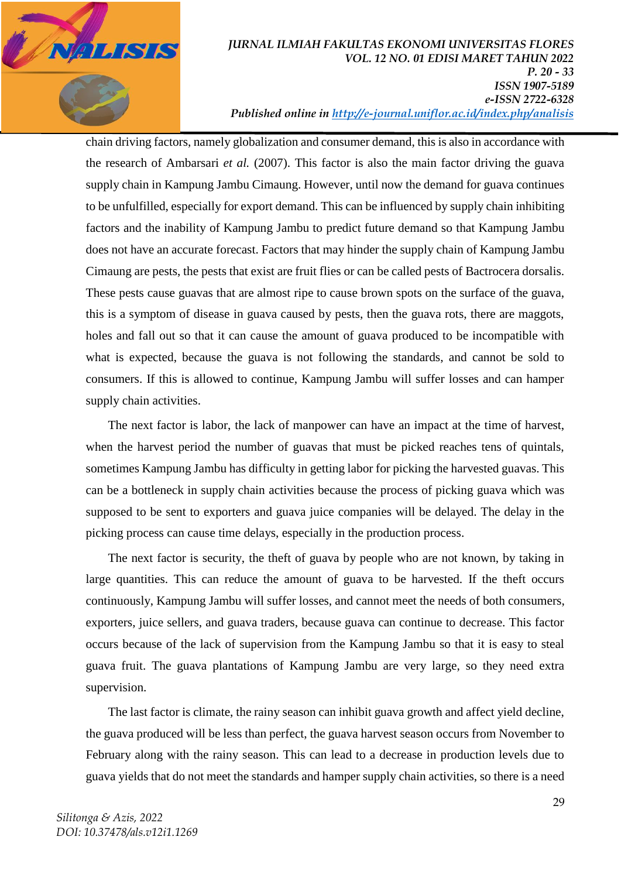chain driving factors, namely globalization and consumer demand, this is also in accordance with the research of Ambarsari *et al.* (2007). This factor is also the main factor driving the guava supply chain in Kampung Jambu Cimaung. However, until now the demand for guava continues to be unfulfilled, especially for export demand. This can be influenced by supply chain inhibiting factors and the inability of Kampung Jambu to predict future demand so that Kampung Jambu does not have an accurate forecast. Factors that may hinder the supply chain of Kampung Jambu Cimaung are pests, the pests that exist are fruit flies or can be called pests of Bactrocera dorsalis. These pests cause guavas that are almost ripe to cause brown spots on the surface of the guava, this is a symptom of disease in guava caused by pests, then the guava rots, there are maggots, holes and fall out so that it can cause the amount of guava produced to be incompatible with what is expected, because the guava is not following the standards, and cannot be sold to consumers. If this is allowed to continue, Kampung Jambu will suffer losses and can hamper supply chain activities.

The next factor is labor, the lack of manpower can have an impact at the time of harvest, when the harvest period the number of guavas that must be picked reaches tens of quintals, sometimes Kampung Jambu has difficulty in getting labor for picking the harvested guavas. This can be a bottleneck in supply chain activities because the process of picking guava which was supposed to be sent to exporters and guava juice companies will be delayed. The delay in the picking process can cause time delays, especially in the production process.

The next factor is security, the theft of guava by people who are not known, by taking in large quantities. This can reduce the amount of guava to be harvested. If the theft occurs continuously, Kampung Jambu will suffer losses, and cannot meet the needs of both consumers, exporters, juice sellers, and guava traders, because guava can continue to decrease. This factor occurs because of the lack of supervision from the Kampung Jambu so that it is easy to steal guava fruit. The guava plantations of Kampung Jambu are very large, so they need extra supervision.

The last factor is climate, the rainy season can inhibit guava growth and affect yield decline, the guava produced will be less than perfect, the guava harvest season occurs from November to February along with the rainy season. This can lead to a decrease in production levels due to guava yields that do not meet the standards and hamper supply chain activities, so there is a need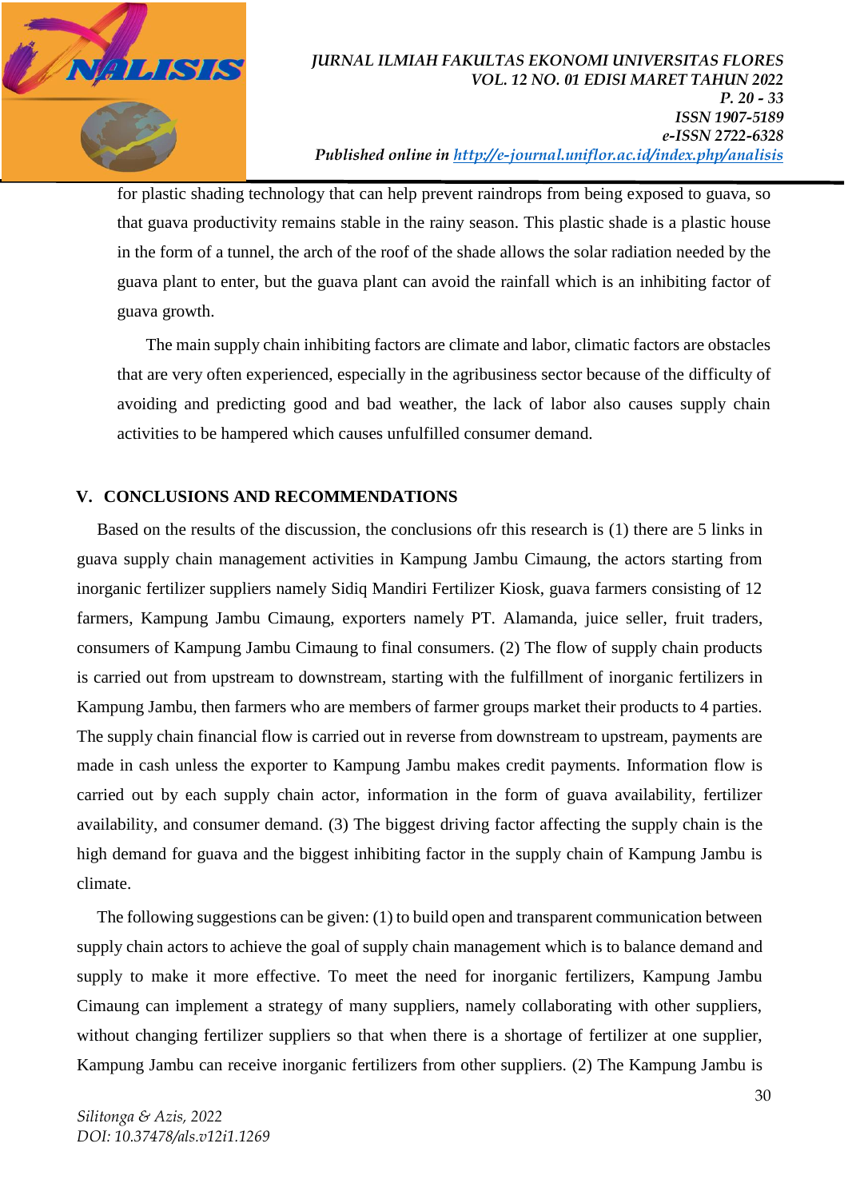for plastic shading technology that can help prevent raindrops from being exposed to guava, so that guava productivity remains stable in the rainy season. This plastic shade is a plastic house in the form of a tunnel, the arch of the roof of the shade allows the solar radiation needed by the guava plant to enter, but the guava plant can avoid the rainfall which is an inhibiting factor of guava growth.

The main supply chain inhibiting factors are climate and labor, climatic factors are obstacles that are very often experienced, especially in the agribusiness sector because of the difficulty of avoiding and predicting good and bad weather, the lack of labor also causes supply chain activities to be hampered which causes unfulfilled consumer demand.

## V. CONCLUSIONS AND RECOMMENDATIONS

Based on the results of the discussion, the conclusions ofr this research is (1) there are 5 links in guava supply chain management activities in Kampung Jambu Cimaung, the actors starting from inorganic fertilizer suppliers namely Sidiq Mandiri Fertilizer Kiosk, guava farmers consisting of 12 farmers, Kampung Jambu Cimaung, exporters namely PT. Alamanda, juice seller, fruit traders, consumers of Kampung Jambu Cimaung to final consumers. (2) The flow of supply chain products is carried out from upstream to downstream, starting with the fulfillment of inorganic fertilizers in Kampung Jambu, then farmers who are members of farmer groups market their products to 4 parties. The supply chain financial flow is carried out in reverse from downstream to upstream, payments are made in cash unless the exporter to Kampung Jambu makes credit payments. Information flow is carried out by each supply chain actor, information in the form of guava availability, fertilizer availability, and consumer demand. (3) The biggest driving factor affecting the supply chain is the high demand for guava and the biggest inhibiting factor in the supply chain of Kampung Jambu is climate.

The following suggestions can be given: (1) to build open and transparent communication between supply chain actors to achieve the goal of supply chain management which is to balance demand and supply to make it more effective. To meet the need for inorganic fertilizers, Kampung Jambu Cimaung can implement a strategy of many suppliers, namely collaborating with other suppliers, without changing fertilizer suppliers so that when there is a shortage of fertilizer at one supplier, Kampung Jambu can receive inorganic fertilizers from other suppliers. (2) The Kampung Jambu is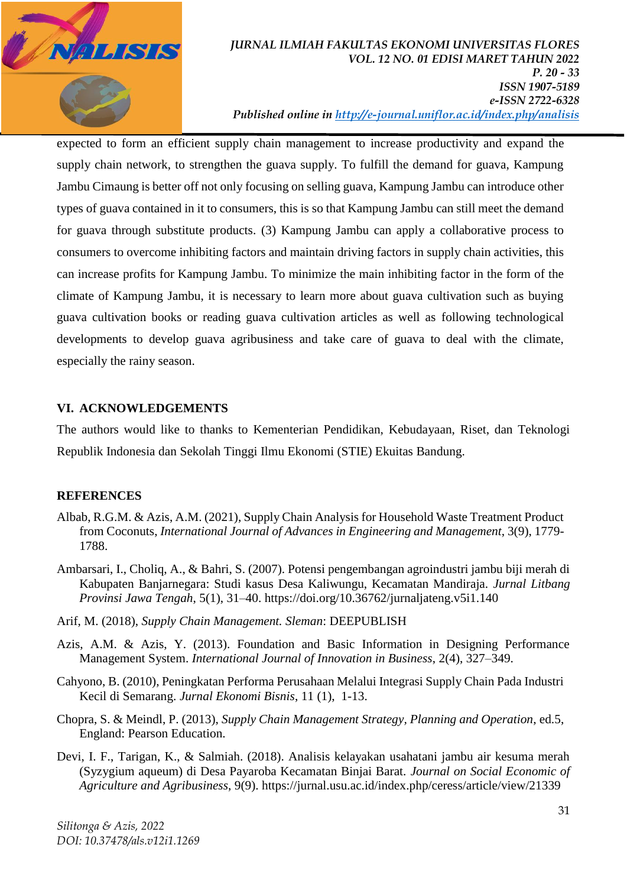expected to form an efficient supply chain management to increase productivity and expand the supply chain network, to strengthen the guava supply. To fulfill the demand for guava, Kampung Jambu Cimaung is better off not only focusing on selling guava, Kampung Jambu can introduce other types of guava contained in it to consumers, this is so that Kampung Jambu can still meet the demand for guava through substitute products. (3) Kampung Jambu can apply a collaborative process to consumers to overcome inhibiting factors and maintain driving factors in supply chain activities, this can increase profits for Kampung Jambu. To minimize the main inhibiting factor in the form of the climate of Kampung Jambu, it is necessary to learn more about guava cultivation such as buying guava cultivation books or reading guava cultivation articles as well as following technological developments to develop guava agribusiness and take care of guava to deal with the climate, especially the rainy season.

## VI. ACKNOWLEDGEMENTS

The authors would like to thanks to Kementerian Pendidikan, Kebudayaan, Riset, dan Teknologi Republik Indonesia dan Sekolah Tinggi Ilmu Ekonomi (STIE) Ekuitas Bandung.

## REFERENCES

Albab, R.G.M. & Azis, A.M. (2021), Supply Chain Analysis for Household Waste Treatment Product from Coconuts, *International Journal of Advances in Engineering and Management*, 3(9), 1779-1788.

Ambarsari, I., Choliq, A., & Bahri, S. (2007). Potensi pengembangan agroindustri jambu biji merah di Kabupaten Banjarnegara: Studi kasus Desa Kaliwungu, Kecamatan Mandiraja. *Jurnal Litbang Provinsi Jawa Tengah*, 5(1), 31–40. https://doi.org/10.36762/jurnaljateng.v5i1.140

Arif, M. (2018), *Supply Chain Management. Sleman*: DEEPUBLISH

Azis, A.M. & Azis, Y. (2013). Foundation and Basic Information in Designing Performance Management System. *International Journal of Innovation in Business*, 2(4), 327–349.

Cahyono, B. (2010), Peningkatan Performa Perusahaan Melalui Integrasi Supply Chain Pada Industri Kecil di Semarang. *Jurnal Ekonomi Bisnis*, 11 (1), 1-13.

Chopra, S. & Meindl, P. (2013), *Supply Chain Management Strategy, Planning and Operation*, ed.5, England: Pearson Education.

Devi, I. F., Tarigan, K., & Salmiah. (2018). Analisis kelayakan usahatani jambu air kesuma merah (Syzygium aqueum) di Desa Payaroba Kecamatan Binjai Barat. *Journal on Social Economic of Agriculture and Agribusiness*, 9(9). https://jurnal.usu.ac.id/index.php/ceress/article/view/21339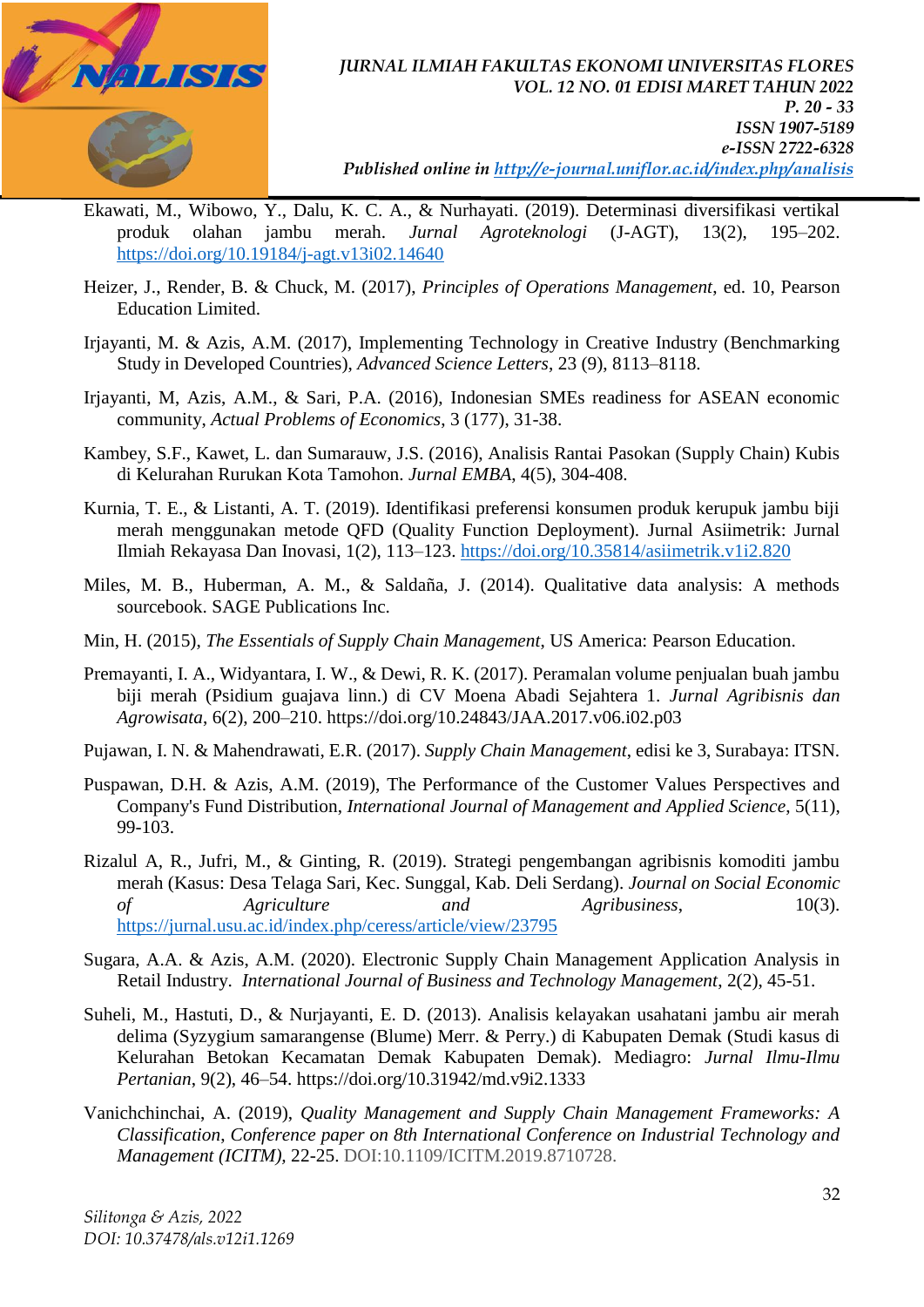Ekawati, M., Wibowo, Y., Dalu, K. C. A., & Nurhayati. (2019). Determinasi diversifikasi vertikal produk olahan jambu merah. *Jurnal Agroteknologi* (J-AGT), 13(2), 195–202. https://doi.org/10.19184/j-agt.v13i02.14640

Heizer, J., Render, B. & Chuck, M. (2017), *Principles of Operations Management*, ed. 10, Pearson Education Limited.

Irjayanti, M. & Azis, A.M. (2017), Implementing Technology in Creative Industry (Benchmarking Study in Developed Countries), *Advanced Science Letters*, 23 (9), 8113–8118.

Irjayanti, M, Azis, A.M., & Sari, P.A. (2016), Indonesian SMEs readiness for ASEAN economic community, *Actual Problems of Economics*, 3 (177), 31-38.

Kambey, S.F., Kawet, L. dan Sumarauw, J.S. (2016), Analisis Rantai Pasokan (Supply Chain) Kubis di Kelurahan Rurukan Kota Tamohon. *Jurnal EMBA*, 4(5), 304-408.

Kurnia, T. E., & Listanti, A. T. (2019). Identifikasi preferensi konsumen produk kerupuk jambu biji merah menggunakan metode QFD (Quality Function Deployment). Jurnal Asiimetrik: Jurnal Ilmiah Rekayasa Dan Inovasi, 1(2), 113–123. https://doi.org/10.35814/asiimetrik.v1i2.820

Miles, M. B., Huberman, A. M., & Saldaña, J. (2014). Qualitative data analysis: A methods sourcebook. SAGE Publications Inc.

Min, H. (2015), *The Essentials of Supply Chain Management*, US America: Pearson Education.

Premayanti, I. A., Widyantara, I. W., & Dewi, R. K. (2017). Peramalan volume penjualan buah jambu biji merah (Psidium guajava linn.) di CV Moena Abadi Sejahtera 1. *Jurnal Agribisnis dan Agrowisata*, 6(2), 200–210. https://doi.org/10.24843/JAA.2017.v06.i02.p03

Pujawan, I. N. & Mahendrawati, E.R. (2017). *Supply Chain Management*, edisi ke 3, Surabaya: ITSN.

Puspawan, D.H. & Azis, A.M. (2019), The Performance of the Customer Values Perspectives and Company's Fund Distribution, *International Journal of Management and Applied Science*, 5(11), 99-103.

Rizalul A, R., Jufri, M., & Ginting, R. (2019). Strategi pengembangan agribisnis komoditi jambu merah (Kasus: Desa Telaga Sari, Kec. Sunggal, Kab. Deli Serdang). *Journal on Social Economic of Agriculture and Agribusiness*, 10(3). https://jurnal.usu.ac.id/index.php/ceress/article/view/23795

Sugara, A.A. & Azis, A.M. (2020). Electronic Supply Chain Management Application Analysis in Retail Industry. *International Journal of Business and Technology Management*, 2(2), 45-51.

Suheli, M., Hastuti, D., & Nurjayanti, E. D. (2013). Analisis kelayakan usahatani jambu air merah delima (Syzygium samarangense (Blume) Merr. & Perry.) di Kabupaten Demak (Studi kasus di Kelurahan Betokan Kecamatan Demak Kabupaten Demak). Mediagro: *Jurnal Ilmu-Ilmu Pertanian*, 9(2), 46–54. https://doi.org/10.31942/md.v9i2.1333

Vanichchinchai, A. (2019), *Quality Management and Supply Chain Management Frameworks: A Classification, Conference paper on 8th International Conference on Industrial Technology and Management (ICITM)*, 22-25. DOI:10.1109/ICITM.2019.8710728.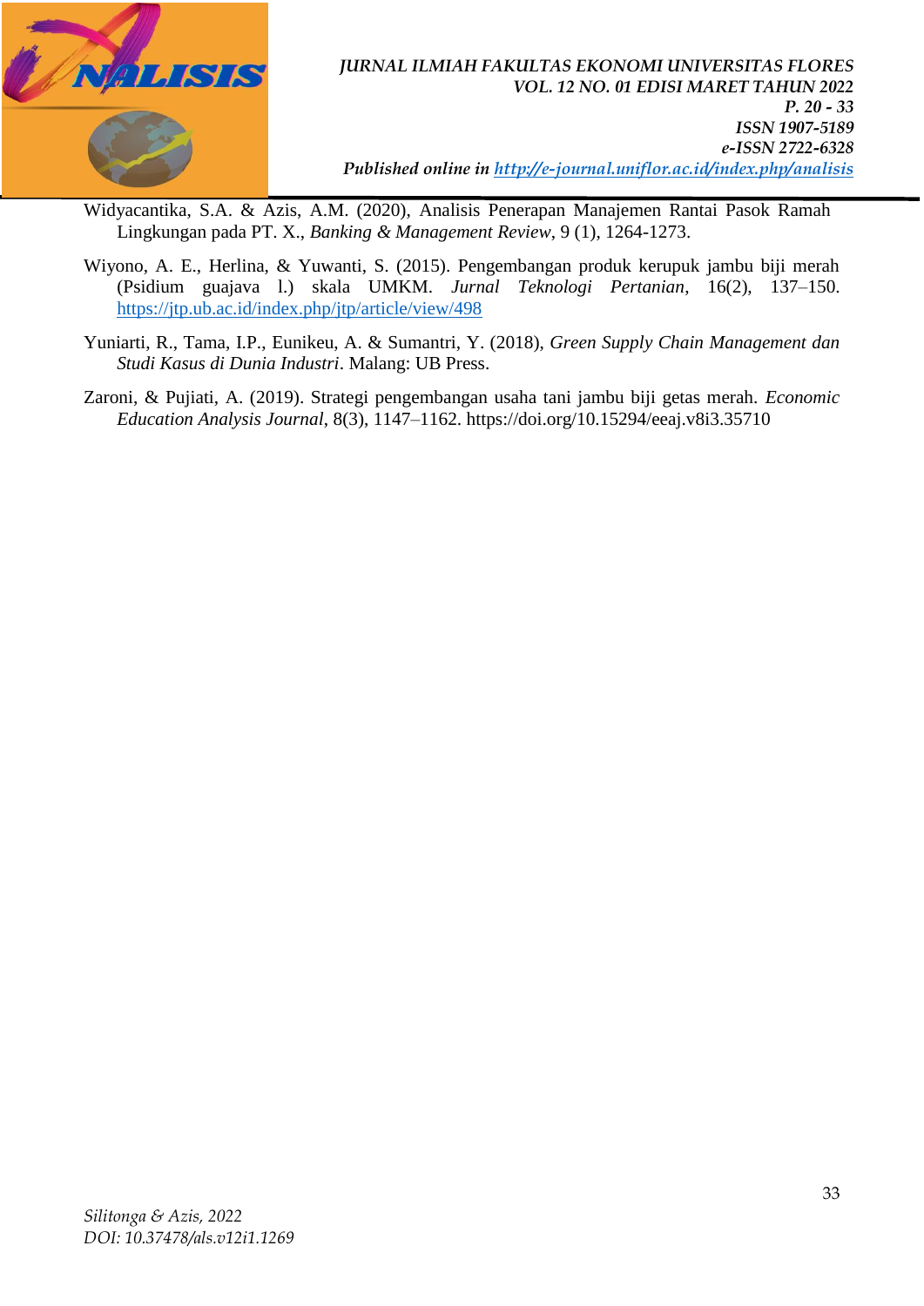Widyacantika, S.A. & Azis, A.M. (2020), Analisis Penerapan Manajemen Rantai Pasok Ramah Lingkungan pada PT. X., *Banking & Management Review*, 9 (1), 1264-1273.

Wiyono, A. E., Herlina, & Yuwanti, S. (2015). Pengembangan produk kerupuk jambu biji merah (Psidium guajava l.) skala UMKM. *Jurnal Teknologi Pertanian*, 16(2), 137–150. https://jtp.ub.ac.id/index.php/jtp/article/view/498

Yuniarti, R., Tama, I.P., Eunikeu, A. & Sumantri, Y. (2018), *Green Supply Chain Management dan Studi Kasus di Dunia Industri*. Malang: UB Press.

Zaroni, & Pujiati, A. (2019). Strategi pengembangan usaha tani jambu biji getas merah. *Economic Education Analysis Journal*, 8(3), 1147–1162. https://doi.org/10.15294/eeaj.v8i3.35710